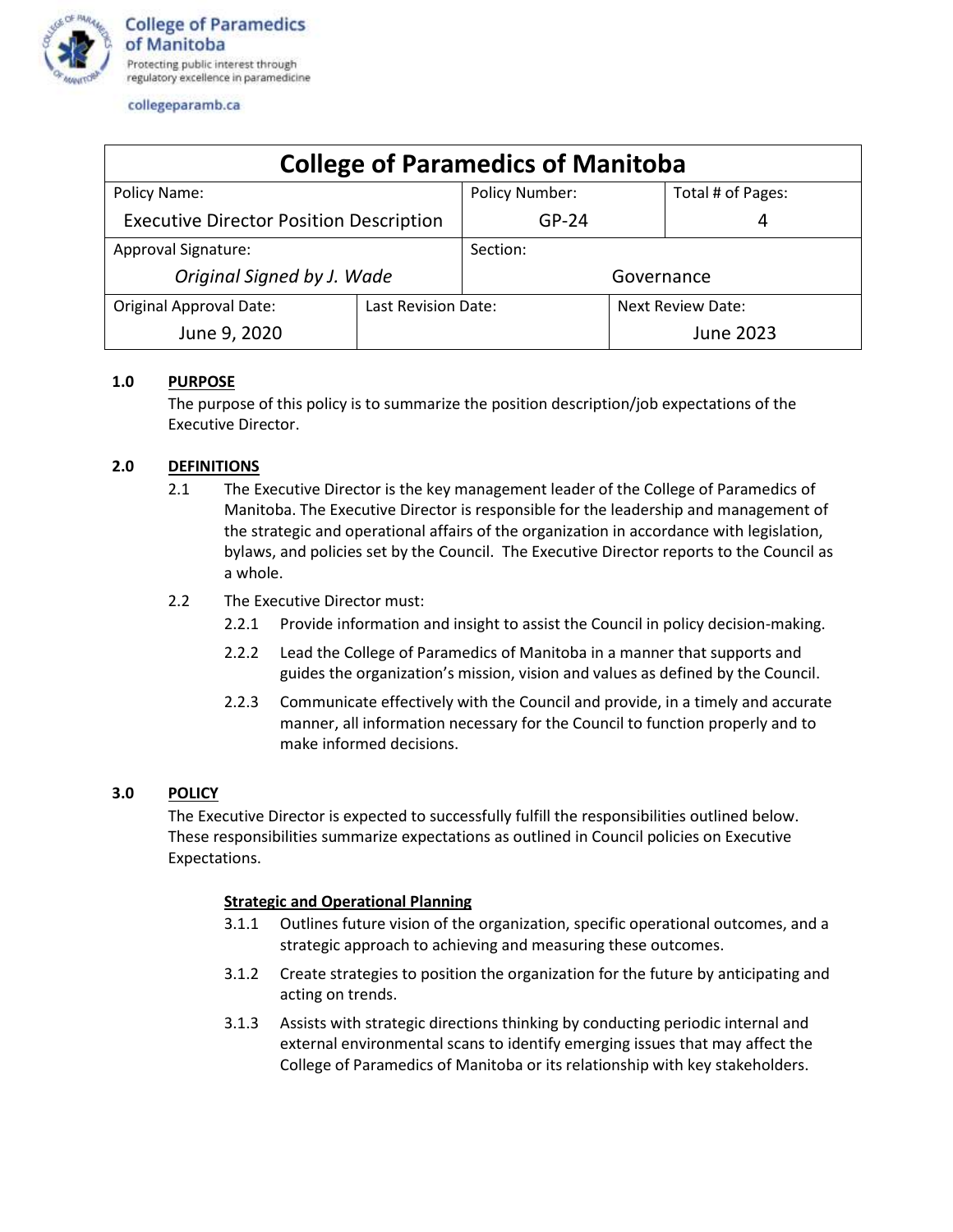College of Paramedics of Manitoba

Protecting public interest through regulatory excellence in paramedicine

collegeparamb.ca

| College of Paramedics of Manitoba | | | |
|---|---|---|---|
| Policy Name: Executive Director Position Description | | Policy Number: GP-24 | Total # of Pages: 4 |
| Approval Signature: *Original Signed by J. Wade* | | Section: Governance | |
| Original Approval Date: June 9, 2020 | Last Revision Date: | | Next Review Date: June 2023 |

**1.0 PURPOSE**

The purpose of this policy is to summarize the position description/job expectations of the Executive Director.

**2.0 DEFINITIONS**

2.1 The Executive Director is the key management leader of the College of Paramedics of Manitoba. The Executive Director is responsible for the leadership and management of the strategic and operational affairs of the organization in accordance with legislation, bylaws, and policies set by the Council. The Executive Director reports to the Council as a whole.

2.2 The Executive Director must:

2.2.1 Provide information and insight to assist the Council in policy decision-making.

2.2.2 Lead the College of Paramedics of Manitoba in a manner that supports and guides the organization's mission, vision and values as defined by the Council.

2.2.3 Communicate effectively with the Council and provide, in a timely and accurate manner, all information necessary for the Council to function properly and to make informed decisions.

**3.0 POLICY**

The Executive Director is expected to successfully fulfill the responsibilities outlined below. These responsibilities summarize expectations as outlined in Council policies on Executive Expectations.

**Strategic and Operational Planning**

3.1.1 Outlines future vision of the organization, specific operational outcomes, and a strategic approach to achieving and measuring these outcomes.

3.1.2 Create strategies to position the organization for the future by anticipating and acting on trends.

3.1.3 Assists with strategic directions thinking by conducting periodic internal and external environmental scans to identify emerging issues that may affect the College of Paramedics of Manitoba or its relationship with key stakeholders.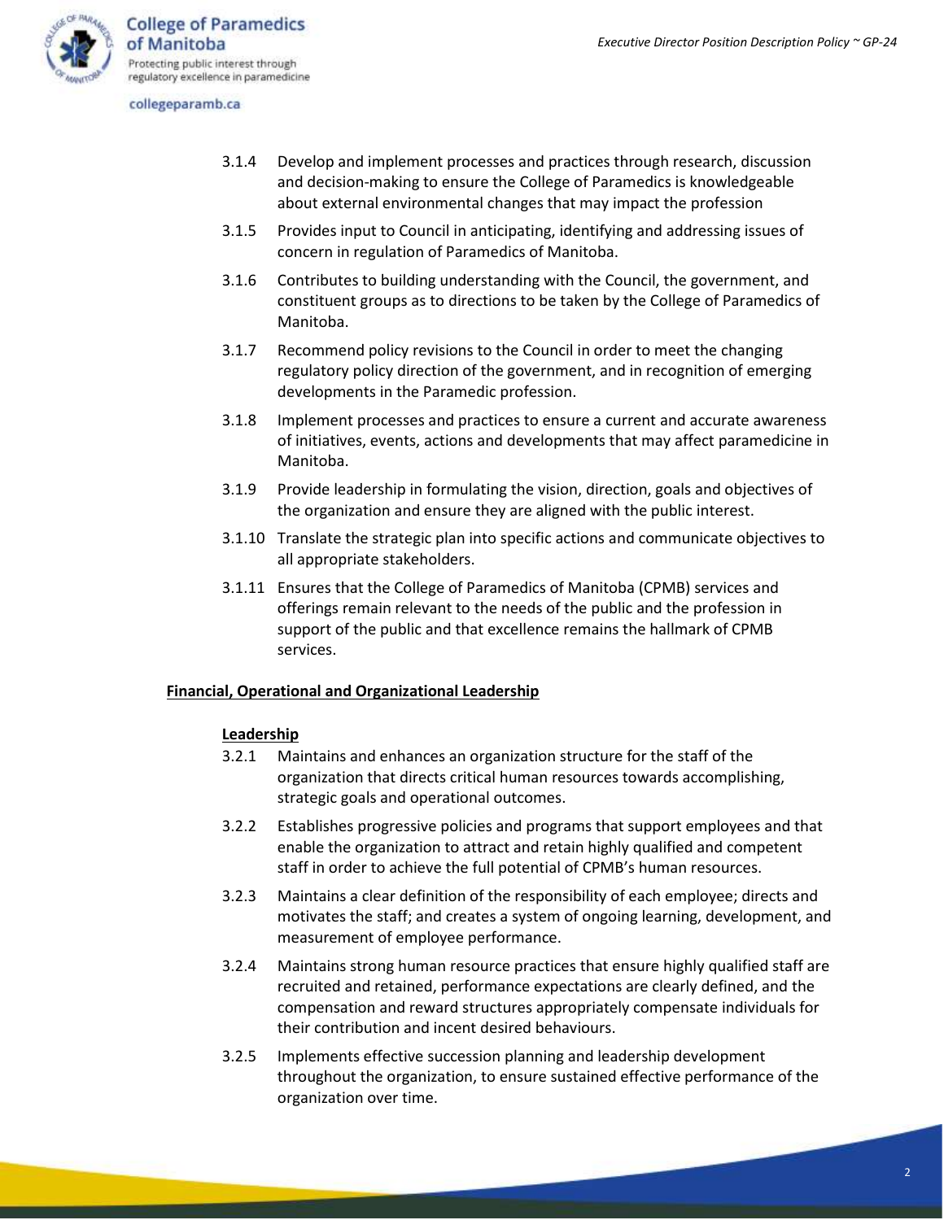3.1.4 Develop and implement processes and practices through research, discussion and decision-making to ensure the College of Paramedics is knowledgeable about external environmental changes that may impact the profession

3.1.5 Provides input to Council in anticipating, identifying and addressing issues of concern in regulation of Paramedics of Manitoba.

3.1.6 Contributes to building understanding with the Council, the government, and constituent groups as to directions to be taken by the College of Paramedics of Manitoba.

3.1.7 Recommend policy revisions to the Council in order to meet the changing regulatory policy direction of the government, and in recognition of emerging developments in the Paramedic profession.

3.1.8 Implement processes and practices to ensure a current and accurate awareness of initiatives, events, actions and developments that may affect paramedicine in Manitoba.

3.1.9 Provide leadership in formulating the vision, direction, goals and objectives of the organization and ensure they are aligned with the public interest.

3.1.10 Translate the strategic plan into specific actions and communicate objectives to all appropriate stakeholders.

3.1.11 Ensures that the College of Paramedics of Manitoba (CPMB) services and offerings remain relevant to the needs of the public and the profession in support of the public and that excellence remains the hallmark of CPMB services.

**Financial, Operational and Organizational Leadership**

**Leadership**

3.2.1 Maintains and enhances an organization structure for the staff of the organization that directs critical human resources towards accomplishing, strategic goals and operational outcomes.

3.2.2 Establishes progressive policies and programs that support employees and that enable the organization to attract and retain highly qualified and competent staff in order to achieve the full potential of CPMB's human resources.

3.2.3 Maintains a clear definition of the responsibility of each employee; directs and motivates the staff; and creates a system of ongoing learning, development, and measurement of employee performance.

3.2.4 Maintains strong human resource practices that ensure highly qualified staff are recruited and retained, performance expectations are clearly defined, and the compensation and reward structures appropriately compensate individuals for their contribution and incent desired behaviours.

3.2.5 Implements effective succession planning and leadership development throughout the organization, to ensure sustained effective performance of the organization over time.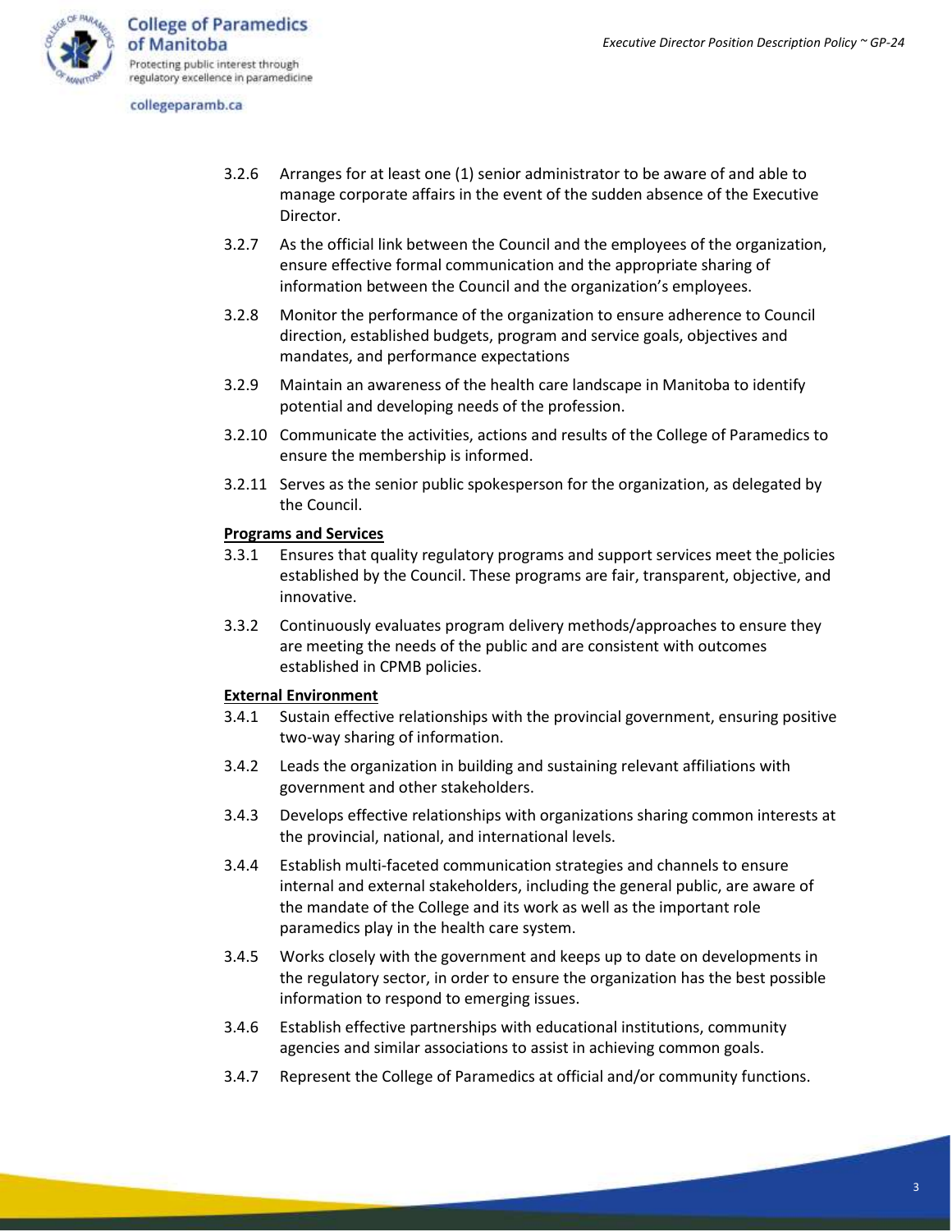3.2.6 Arranges for at least one (1) senior administrator to be aware of and able to manage corporate affairs in the event of the sudden absence of the Executive Director.

3.2.7 As the official link between the Council and the employees of the organization, ensure effective formal communication and the appropriate sharing of information between the Council and the organization's employees.

3.2.8 Monitor the performance of the organization to ensure adherence to Council direction, established budgets, program and service goals, objectives and mandates, and performance expectations

3.2.9 Maintain an awareness of the health care landscape in Manitoba to identify potential and developing needs of the profession.

3.2.10 Communicate the activities, actions and results of the College of Paramedics to ensure the membership is informed.

3.2.11 Serves as the senior public spokesperson for the organization, as delegated by the Council.

**Programs and Services**

3.3.1 Ensures that quality regulatory programs and support services meet the policies established by the Council. These programs are fair, transparent, objective, and innovative.

3.3.2 Continuously evaluates program delivery methods/approaches to ensure they are meeting the needs of the public and are consistent with outcomes established in CPMB policies.

**External Environment**

3.4.1 Sustain effective relationships with the provincial government, ensuring positive two-way sharing of information.

3.4.2 Leads the organization in building and sustaining relevant affiliations with government and other stakeholders.

3.4.3 Develops effective relationships with organizations sharing common interests at the provincial, national, and international levels.

3.4.4 Establish multi-faceted communication strategies and channels to ensure internal and external stakeholders, including the general public, are aware of the mandate of the College and its work as well as the important role paramedics play in the health care system.

3.4.5 Works closely with the government and keeps up to date on developments in the regulatory sector, in order to ensure the organization has the best possible information to respond to emerging issues.

3.4.6 Establish effective partnerships with educational institutions, community agencies and similar associations to assist in achieving common goals.

3.4.7 Represent the College of Paramedics at official and/or community functions.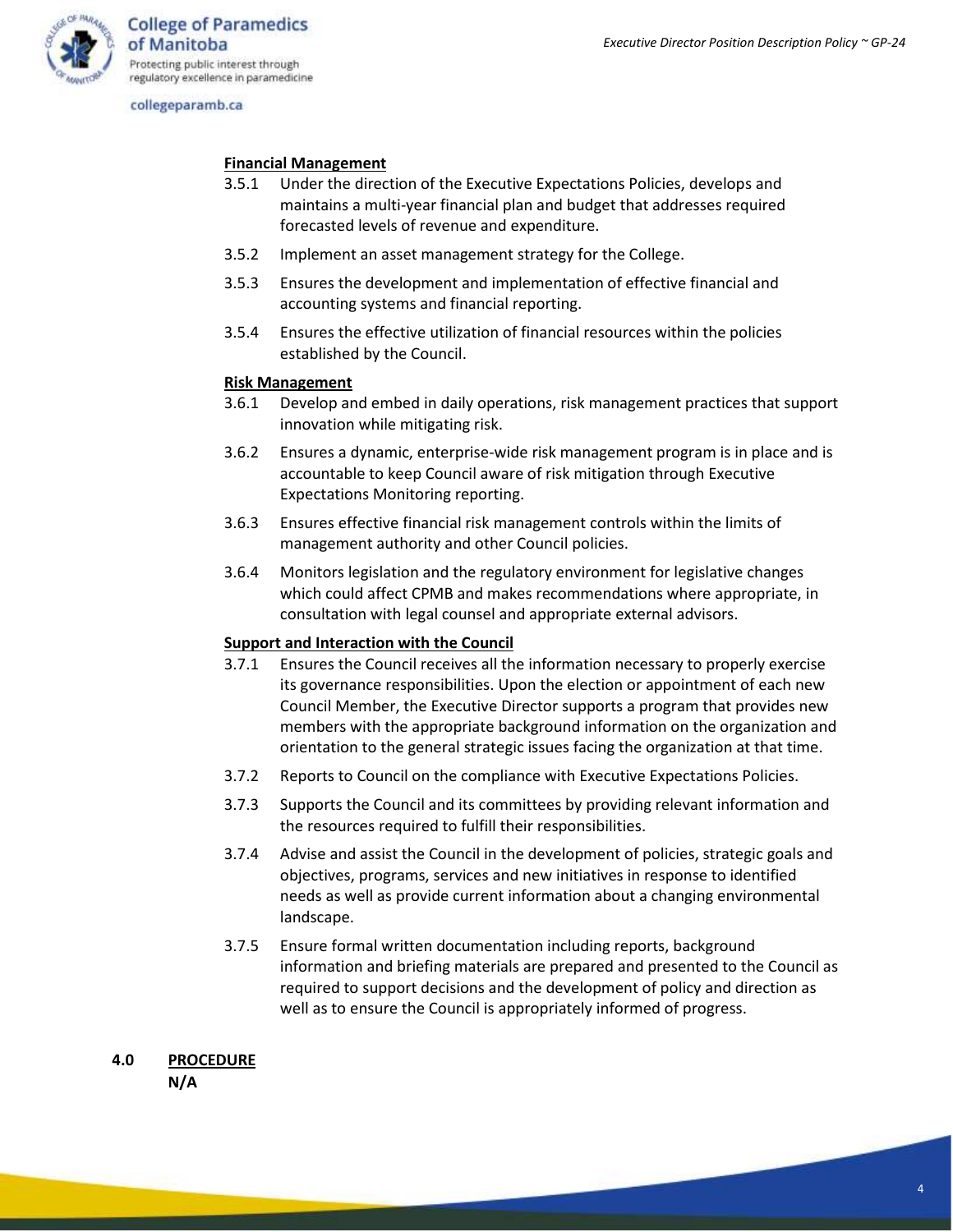**Financial Management**

3.5.1 Under the direction of the Executive Expectations Policies, develops and maintains a multi-year financial plan and budget that addresses required forecasted levels of revenue and expenditure.

3.5.2 Implement an asset management strategy for the College.

3.5.3 Ensures the development and implementation of effective financial and accounting systems and financial reporting.

3.5.4 Ensures the effective utilization of financial resources within the policies established by the Council.

**Risk Management**

3.6.1 Develop and embed in daily operations, risk management practices that support innovation while mitigating risk.

3.6.2 Ensures a dynamic, enterprise-wide risk management program is in place and is accountable to keep Council aware of risk mitigation through Executive Expectations Monitoring reporting.

3.6.3 Ensures effective financial risk management controls within the limits of management authority and other Council policies.

3.6.4 Monitors legislation and the regulatory environment for legislative changes which could affect CPMB and makes recommendations where appropriate, in consultation with legal counsel and appropriate external advisors.

**Support and Interaction with the Council**

3.7.1 Ensures the Council receives all the information necessary to properly exercise its governance responsibilities. Upon the election or appointment of each new Council Member, the Executive Director supports a program that provides new members with the appropriate background information on the organization and orientation to the general strategic issues facing the organization at that time.

3.7.2 Reports to Council on the compliance with Executive Expectations Policies.

3.7.3 Supports the Council and its committees by providing relevant information and the resources required to fulfill their responsibilities.

3.7.4 Advise and assist the Council in the development of policies, strategic goals and objectives, programs, services and new initiatives in response to identified needs as well as provide current information about a changing environmental landscape.

3.7.5 Ensure formal written documentation including reports, background information and briefing materials are prepared and presented to the Council as required to support decisions and the development of policy and direction as well as to ensure the Council is appropriately informed of progress.

## 4.0 PROCEDURE

**N/A**